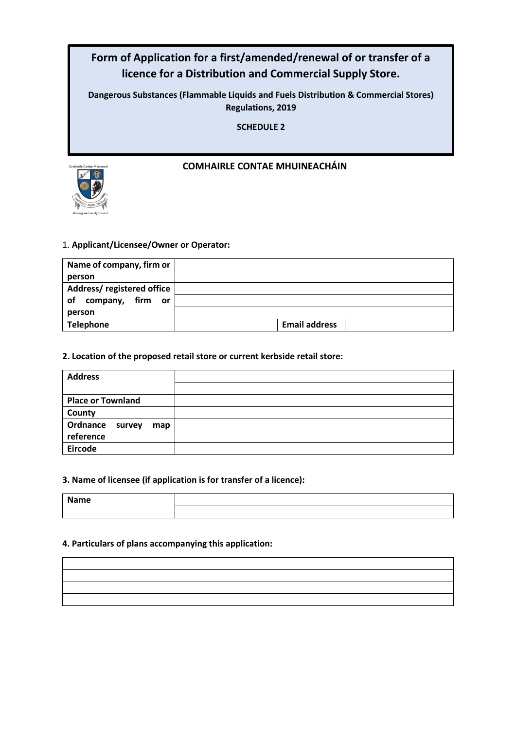# Form of Application for a first/amended/renewal of or transfer of a licence for a Distribution and Commercial Supply Store.

**Dangerous Substances (Flammable Liquids and Fuels Distribution & Commercial Stores) Regulations, 2019**

**SCHEDULE 2**

**COMHAIRLE CONTAE MHUINEACHÁIN**

1. **Applicant/Licensee/Owner or Operator:**

| | | | |
|---|---|---|---|
| **Name of company, firm or person** | | | |
| **Address/ registered office of company, firm or person** | | | |
| | | | |
| | | | |
| **Telephone** | | **Email address** | |

**2. Location of the proposed retail store or current kerbside retail store:**

| | |
|---|---|
| **Address** | |
| | |
| **Place or Townland** | |
| **County** | |
| **Ordnance survey map reference** | |
| **Eircode** | |

**3. Name of licensee (if application is for transfer of a licence):**

| | |
|---|---|
| **Name** | |
| | |

**4. Particulars of plans accompanying this application:**

| |
|---|
| |
| |
| |
| |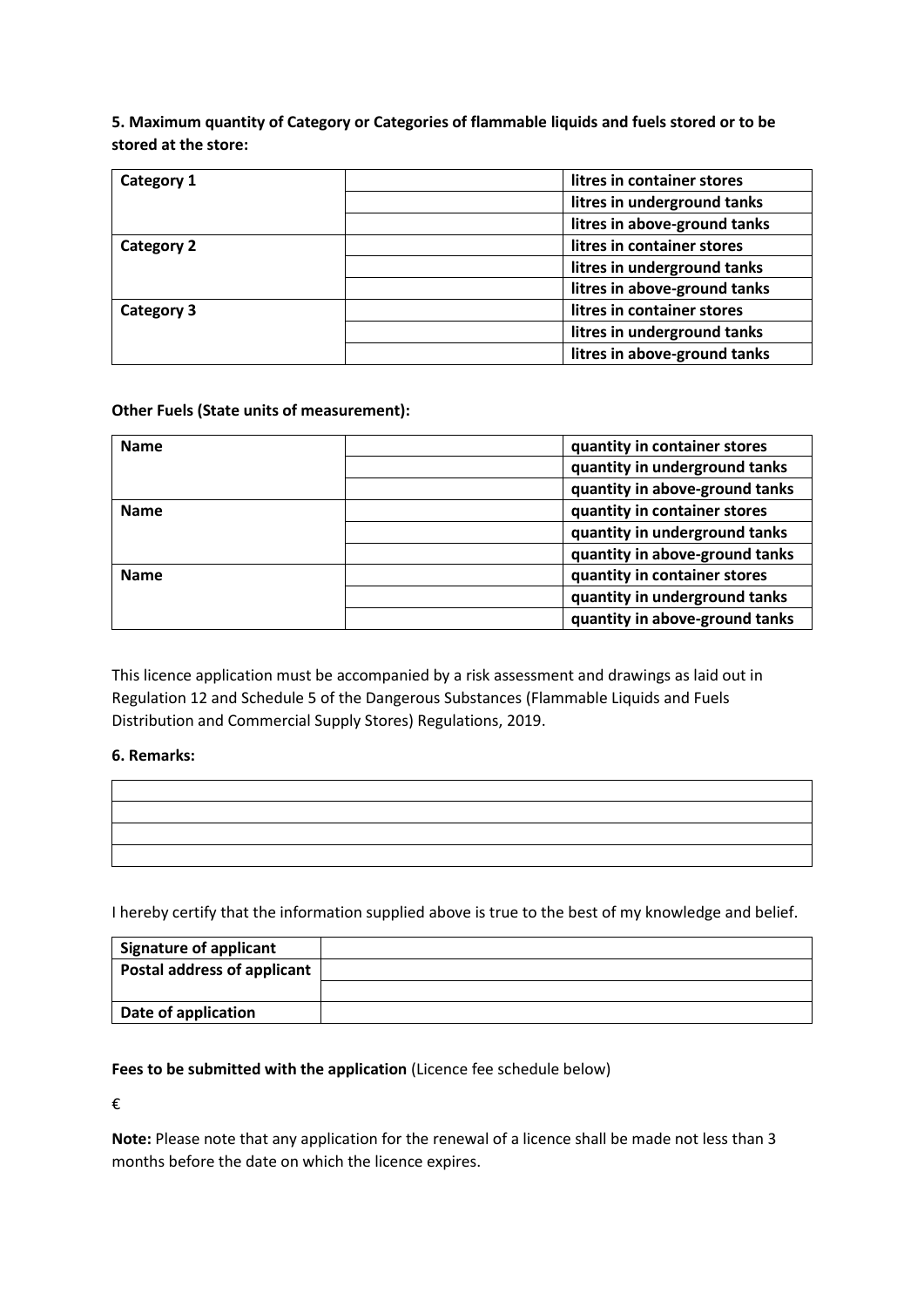**5. Maximum quantity of Category or Categories of flammable liquids and fuels stored or to be stored at the store:**

| | | |
|---|---|---|
| **Category 1** | | **litres in container stores** |
| | | **litres in underground tanks** |
| | | **litres in above-ground tanks** |
| **Category 2** | | **litres in container stores** |
| | | **litres in underground tanks** |
| | | **litres in above-ground tanks** |
| **Category 3** | | **litres in container stores** |
| | | **litres in underground tanks** |
| | | **litres in above-ground tanks** |

**Other Fuels (State units of measurement):**

| | | |
|---|---|---|
| **Name** | | **quantity in container stores** |
| | | **quantity in underground tanks** |
| | | **quantity in above-ground tanks** |
| **Name** | | **quantity in container stores** |
| | | **quantity in underground tanks** |
| | | **quantity in above-ground tanks** |
| **Name** | | **quantity in container stores** |
| | | **quantity in underground tanks** |
| | | **quantity in above-ground tanks** |

This licence application must be accompanied by a risk assessment and drawings as laid out in Regulation 12 and Schedule 5 of the Dangerous Substances (Flammable Liquids and Fuels Distribution and Commercial Supply Stores) Regulations, 2019.

**6. Remarks:**

| |
|---|
| |
| |
| |
| |

I hereby certify that the information supplied above is true to the best of my knowledge and belief.

| | |
|---|---|
| **Signature of applicant** | |
| **Postal address of applicant** | |
| | |
| **Date of application** | |

**Fees to be submitted with the application** (Licence fee schedule below)

€

**Note:** Please note that any application for the renewal of a licence shall be made not less than 3 months before the date on which the licence expires.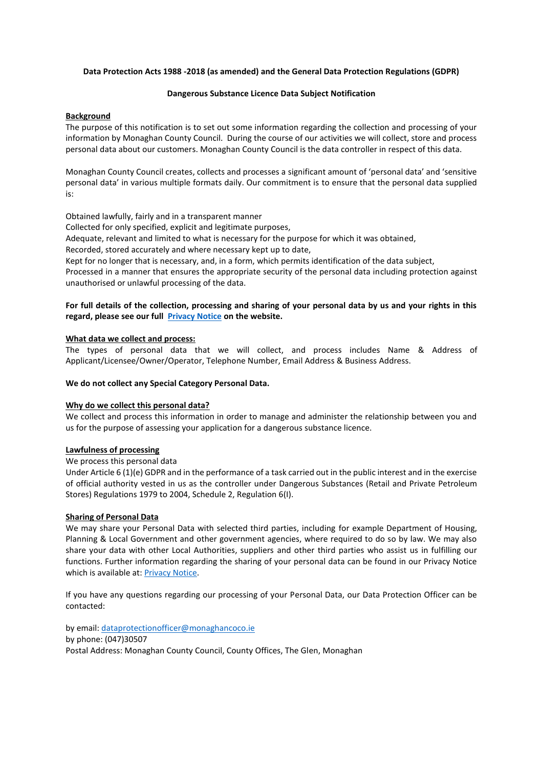**Data Protection Acts 1988 -2018 (as amended) and the General Data Protection Regulations (GDPR)**

**Dangerous Substance Licence Data Subject Notification**

**Background**

The purpose of this notification is to set out some information regarding the collection and processing of your information by Monaghan County Council. During the course of our activities we will collect, store and process personal data about our customers. Monaghan County Council is the data controller in respect of this data.

Monaghan County Council creates, collects and processes a significant amount of 'personal data' and 'sensitive personal data' in various multiple formats daily. Our commitment is to ensure that the personal data supplied is:

Obtained lawfully, fairly and in a transparent manner
Collected for only specified, explicit and legitimate purposes,
Adequate, relevant and limited to what is necessary for the purpose for which it was obtained,
Recorded, stored accurately and where necessary kept up to date,
Kept for no longer that is necessary, and, in a form, which permits identification of the data subject,
Processed in a manner that ensures the appropriate security of the personal data including protection against unauthorised or unlawful processing of the data.

**For full details of the collection, processing and sharing of your personal data by us and your rights in this regard, please see our full Privacy Notice on the website.**

**What data we collect and process:**

The types of personal data that we will collect, and process includes Name & Address of Applicant/Licensee/Owner/Operator, Telephone Number, Email Address & Business Address.

**We do not collect any Special Category Personal Data.**

**Why do we collect this personal data?**

We collect and process this information in order to manage and administer the relationship between you and us for the purpose of assessing your application for a dangerous substance licence.

**Lawfulness of processing**

We process this personal data
Under Article 6 (1)(e) GDPR and in the performance of a task carried out in the public interest and in the exercise of official authority vested in us as the controller under Dangerous Substances (Retail and Private Petroleum Stores) Regulations 1979 to 2004, Schedule 2, Regulation 6(I).

**Sharing of Personal Data**

We may share your Personal Data with selected third parties, including for example Department of Housing, Planning & Local Government and other government agencies, where required to do so by law. We may also share your data with other Local Authorities, suppliers and other third parties who assist us in fulfilling our functions. Further information regarding the sharing of your personal data can be found in our Privacy Notice which is available at: Privacy Notice.

If you have any questions regarding our processing of your Personal Data, our Data Protection Officer can be contacted:

by email: dataprotectionofficer@monaghancoco.ie
by phone: (047)30507
Postal Address: Monaghan County Council, County Offices, The Glen, Monaghan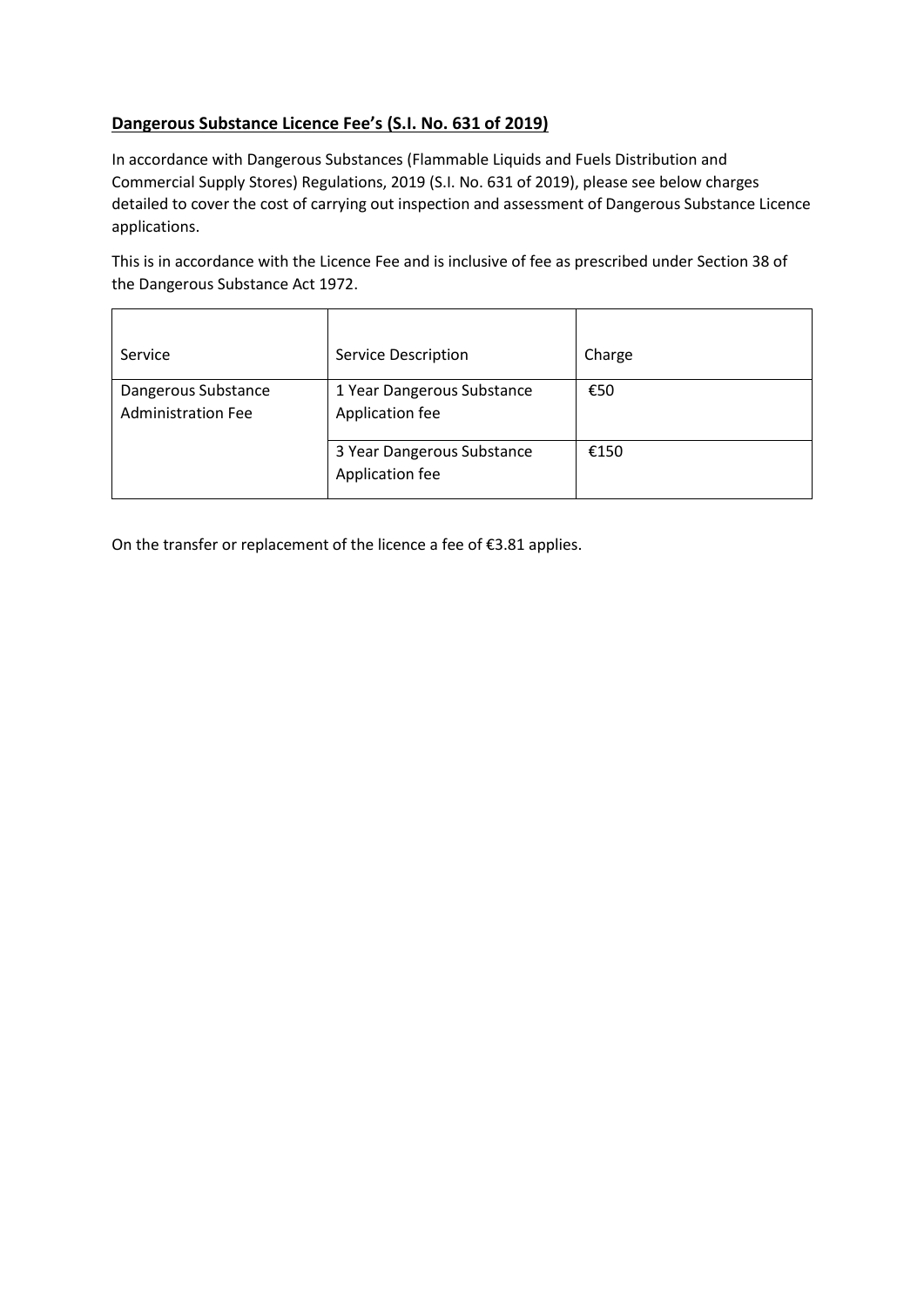## **Dangerous Substance Licence Fee's (S.I. No. 631 of 2019)**

In accordance with Dangerous Substances (Flammable Liquids and Fuels Distribution and Commercial Supply Stores) Regulations, 2019 (S.I. No. 631 of 2019), please see below charges detailed to cover the cost of carrying out inspection and assessment of Dangerous Substance Licence applications.

This is in accordance with the Licence Fee and is inclusive of fee as prescribed under Section 38 of the Dangerous Substance Act 1972.

| Service | Service Description | Charge |
|---|---|---|
| Dangerous Substance Administration Fee | 1 Year Dangerous Substance Application fee | €50 |
| | 3 Year Dangerous Substance Application fee | €150 |

On the transfer or replacement of the licence a fee of €3.81 applies.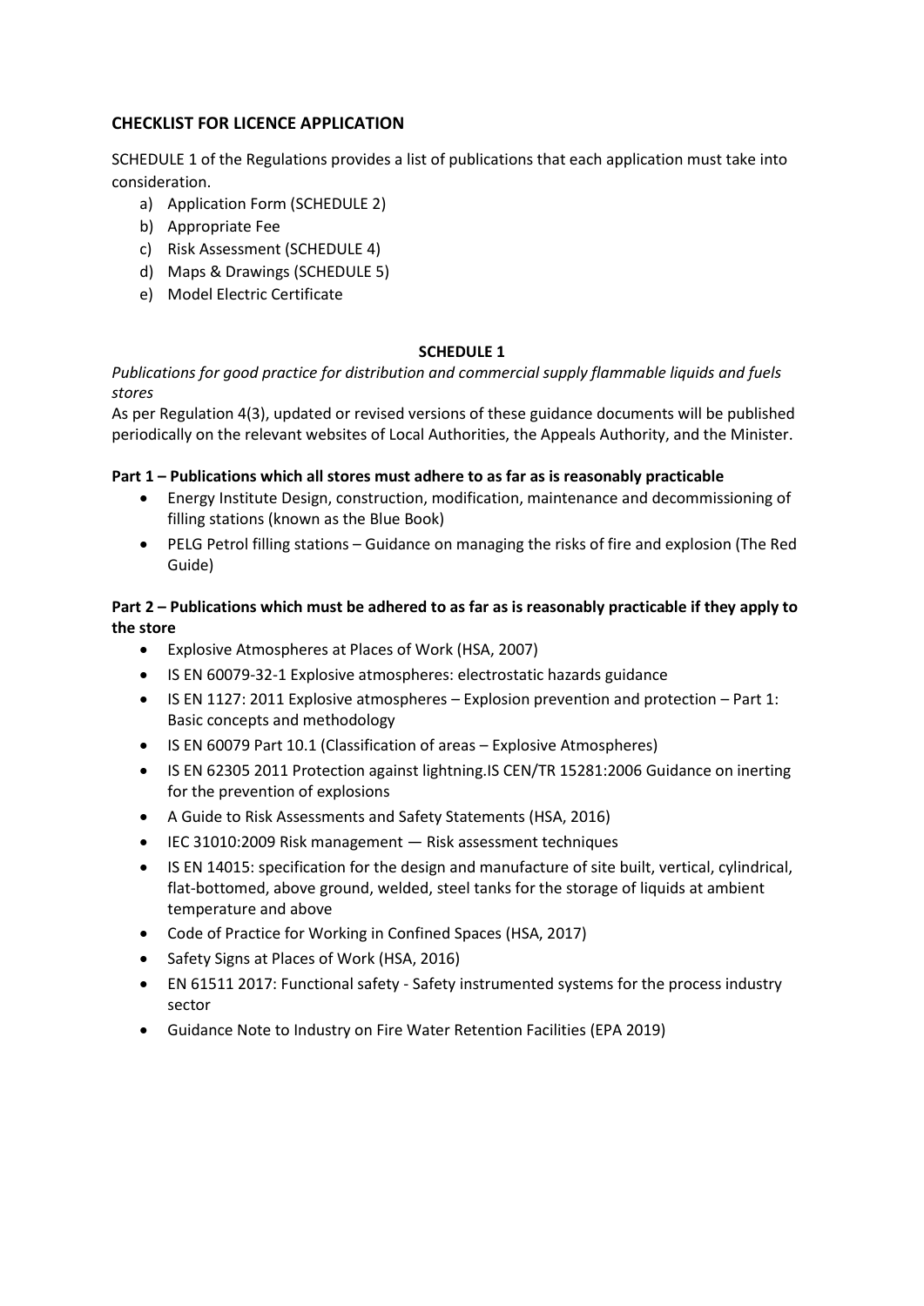## CHECKLIST FOR LICENCE APPLICATION

SCHEDULE 1 of the Regulations provides a list of publications that each application must take into consideration.

a) Application Form (SCHEDULE 2)
b) Appropriate Fee
c) Risk Assessment (SCHEDULE 4)
d) Maps & Drawings (SCHEDULE 5)
e) Model Electric Certificate

### SCHEDULE 1

*Publications for good practice for distribution and commercial supply flammable liquids and fuels stores*

As per Regulation 4(3), updated or revised versions of these guidance documents will be published periodically on the relevant websites of Local Authorities, the Appeals Authority, and the Minister.

**Part 1 – Publications which all stores must adhere to as far as is reasonably practicable**

- Energy Institute Design, construction, modification, maintenance and decommissioning of filling stations (known as the Blue Book)
- PELG Petrol filling stations – Guidance on managing the risks of fire and explosion (The Red Guide)

**Part 2 – Publications which must be adhered to as far as is reasonably practicable if they apply to the store**

- Explosive Atmospheres at Places of Work (HSA, 2007)
- IS EN 60079-32-1 Explosive atmospheres: electrostatic hazards guidance
- IS EN 1127: 2011 Explosive atmospheres – Explosion prevention and protection – Part 1: Basic concepts and methodology
- IS EN 60079 Part 10.1 (Classification of areas – Explosive Atmospheres)
- IS EN 62305 2011 Protection against lightning.IS CEN/TR 15281:2006 Guidance on inerting for the prevention of explosions
- A Guide to Risk Assessments and Safety Statements (HSA, 2016)
- IEC 31010:2009 Risk management — Risk assessment techniques
- IS EN 14015: specification for the design and manufacture of site built, vertical, cylindrical, flat-bottomed, above ground, welded, steel tanks for the storage of liquids at ambient temperature and above
- Code of Practice for Working in Confined Spaces (HSA, 2017)
- Safety Signs at Places of Work (HSA, 2016)
- EN 61511 2017: Functional safety - Safety instrumented systems for the process industry sector
- Guidance Note to Industry on Fire Water Retention Facilities (EPA 2019)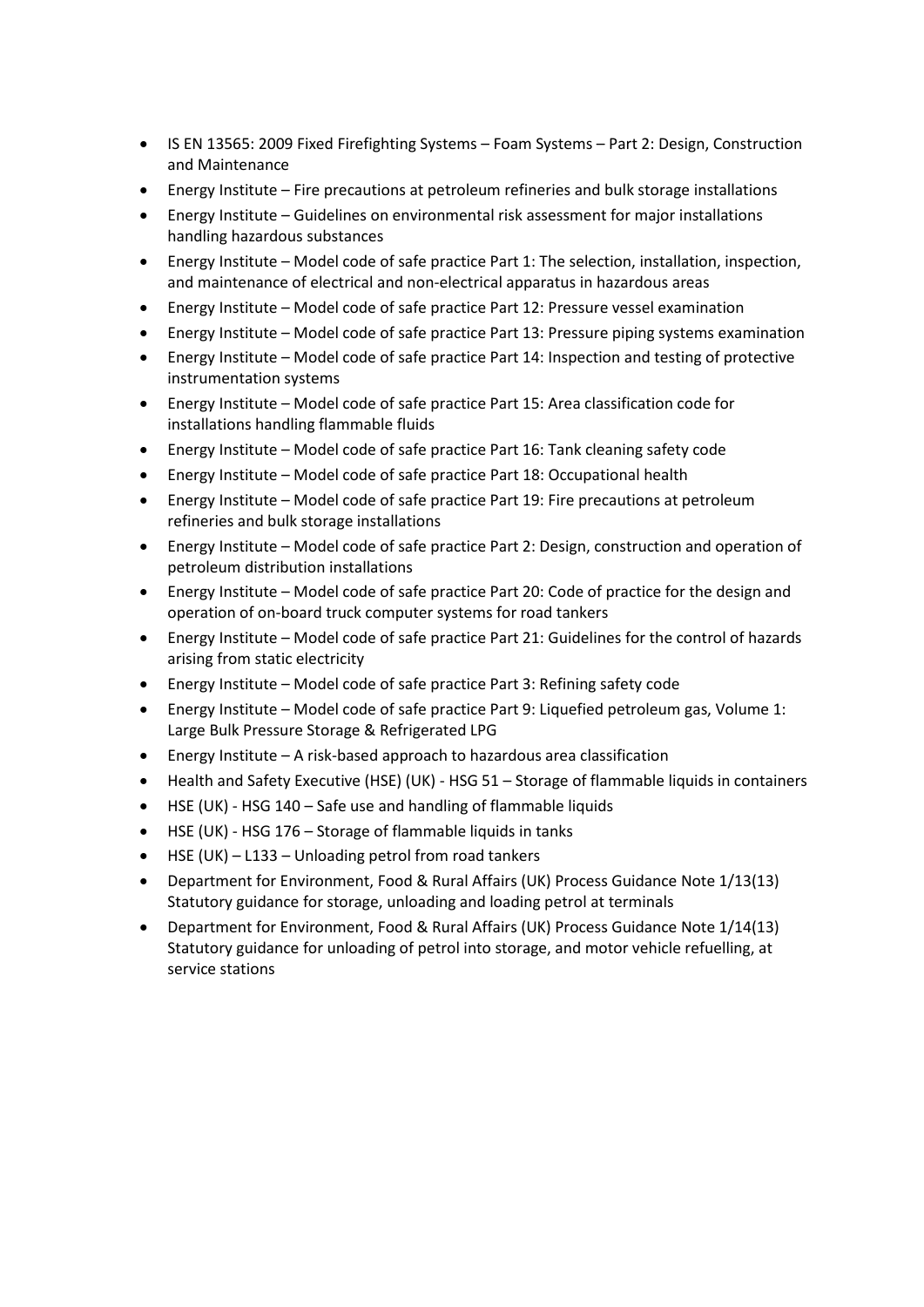- IS EN 13565: 2009 Fixed Firefighting Systems – Foam Systems – Part 2: Design, Construction and Maintenance
- Energy Institute – Fire precautions at petroleum refineries and bulk storage installations
- Energy Institute – Guidelines on environmental risk assessment for major installations handling hazardous substances
- Energy Institute – Model code of safe practice Part 1: The selection, installation, inspection, and maintenance of electrical and non-electrical apparatus in hazardous areas
- Energy Institute – Model code of safe practice Part 12: Pressure vessel examination
- Energy Institute – Model code of safe practice Part 13: Pressure piping systems examination
- Energy Institute – Model code of safe practice Part 14: Inspection and testing of protective instrumentation systems
- Energy Institute – Model code of safe practice Part 15: Area classification code for installations handling flammable fluids
- Energy Institute – Model code of safe practice Part 16: Tank cleaning safety code
- Energy Institute – Model code of safe practice Part 18: Occupational health
- Energy Institute – Model code of safe practice Part 19: Fire precautions at petroleum refineries and bulk storage installations
- Energy Institute – Model code of safe practice Part 2: Design, construction and operation of petroleum distribution installations
- Energy Institute – Model code of safe practice Part 20: Code of practice for the design and operation of on-board truck computer systems for road tankers
- Energy Institute – Model code of safe practice Part 21: Guidelines for the control of hazards arising from static electricity
- Energy Institute – Model code of safe practice Part 3: Refining safety code
- Energy Institute – Model code of safe practice Part 9: Liquefied petroleum gas, Volume 1: Large Bulk Pressure Storage & Refrigerated LPG
- Energy Institute – A risk-based approach to hazardous area classification
- Health and Safety Executive (HSE) (UK) - HSG 51 – Storage of flammable liquids in containers
- HSE (UK) - HSG 140 – Safe use and handling of flammable liquids
- HSE (UK) - HSG 176 – Storage of flammable liquids in tanks
- HSE (UK) – L133 – Unloading petrol from road tankers
- Department for Environment, Food & Rural Affairs (UK) Process Guidance Note 1/13(13) Statutory guidance for storage, unloading and loading petrol at terminals
- Department for Environment, Food & Rural Affairs (UK) Process Guidance Note 1/14(13) Statutory guidance for unloading of petrol into storage, and motor vehicle refuelling, at service stations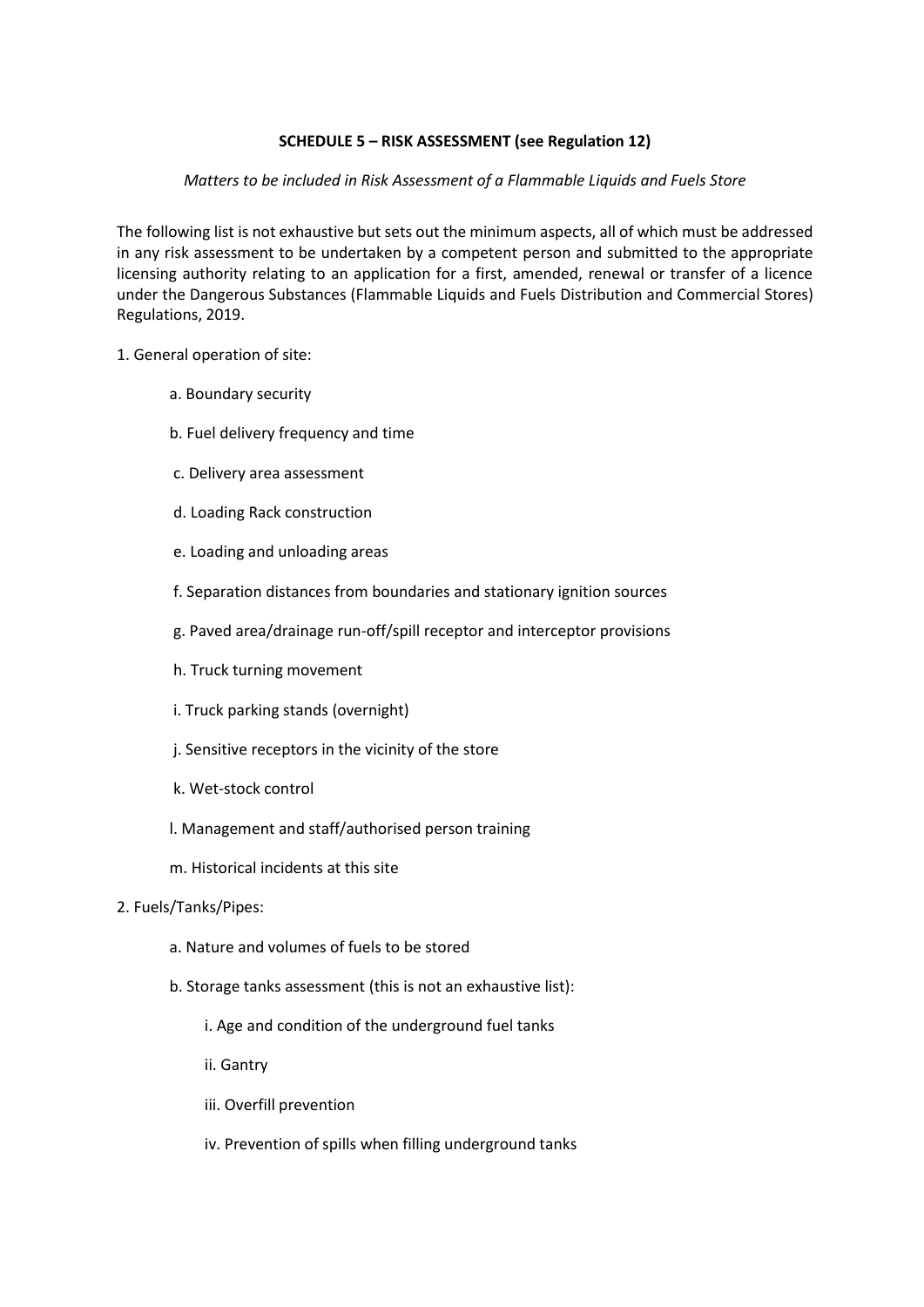**SCHEDULE 5 – RISK ASSESSMENT (see Regulation 12)**

*Matters to be included in Risk Assessment of a Flammable Liquids and Fuels Store*

The following list is not exhaustive but sets out the minimum aspects, all of which must be addressed in any risk assessment to be undertaken by a competent person and submitted to the appropriate licensing authority relating to an application for a first, amended, renewal or transfer of a licence under the Dangerous Substances (Flammable Liquids and Fuels Distribution and Commercial Stores) Regulations, 2019.

1. General operation of site:

    a. Boundary security

    b. Fuel delivery frequency and time

    c. Delivery area assessment

    d. Loading Rack construction

    e. Loading and unloading areas

    f. Separation distances from boundaries and stationary ignition sources

    g. Paved area/drainage run-off/spill receptor and interceptor provisions

    h. Truck turning movement

    i. Truck parking stands (overnight)

    j. Sensitive receptors in the vicinity of the store

    k. Wet-stock control

    l. Management and staff/authorised person training

    m. Historical incidents at this site

2. Fuels/Tanks/Pipes:

    a. Nature and volumes of fuels to be stored

    b. Storage tanks assessment (this is not an exhaustive list):

        i. Age and condition of the underground fuel tanks

        ii. Gantry

        iii. Overfill prevention

        iv. Prevention of spills when filling underground tanks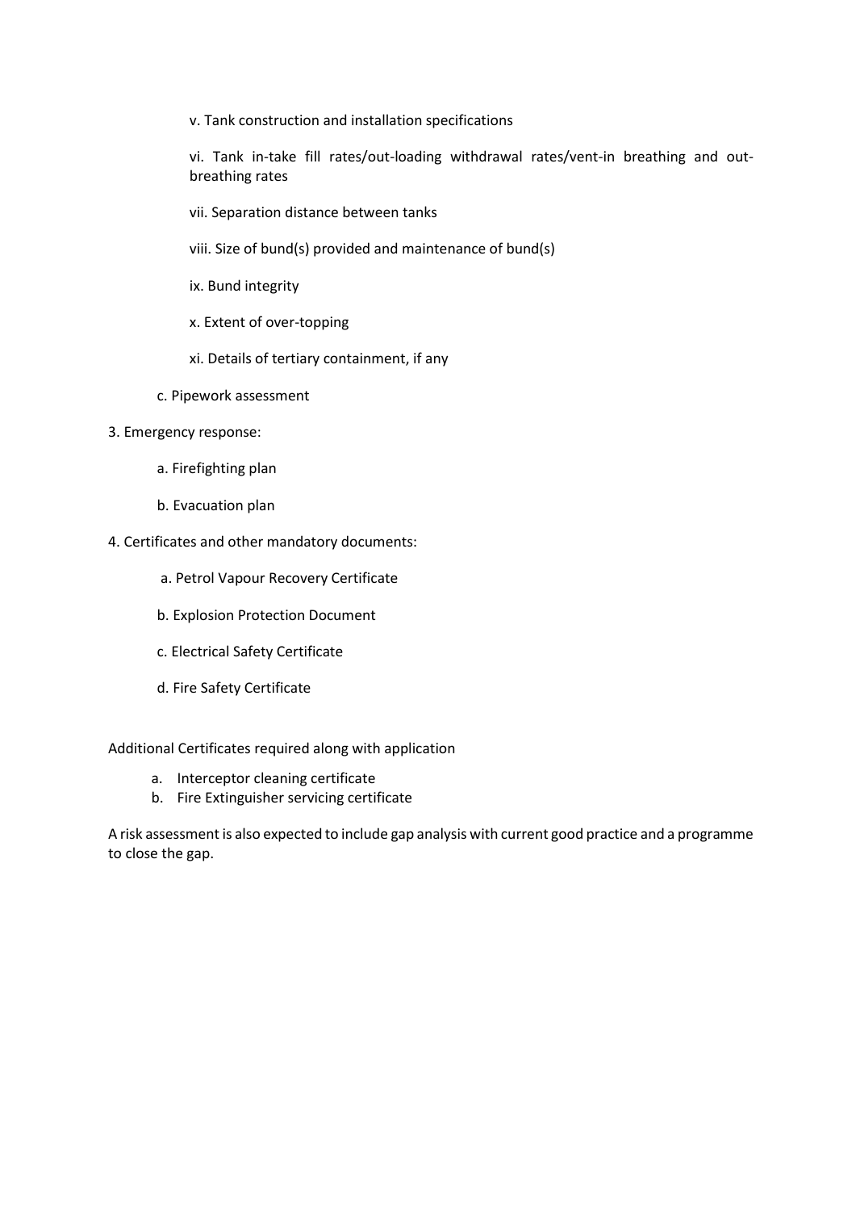v. Tank construction and installation specifications

vi. Tank in-take fill rates/out-loading withdrawal rates/vent-in breathing and out-breathing rates

vii. Separation distance between tanks

viii. Size of bund(s) provided and maintenance of bund(s)

ix. Bund integrity

x. Extent of over-topping

xi. Details of tertiary containment, if any

c. Pipework assessment

3. Emergency response:

a. Firefighting plan

b. Evacuation plan

4. Certificates and other mandatory documents:

a. Petrol Vapour Recovery Certificate

b. Explosion Protection Document

c. Electrical Safety Certificate

d. Fire Safety Certificate

Additional Certificates required along with application

a. Interceptor cleaning certificate
b. Fire Extinguisher servicing certificate

A risk assessment is also expected to include gap analysis with current good practice and a programme to close the gap.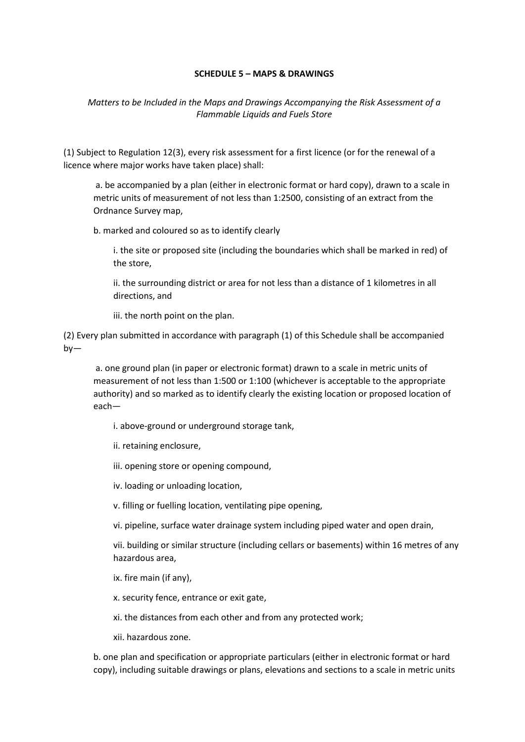**SCHEDULE 5 – MAPS & DRAWINGS**

*Matters to be Included in the Maps and Drawings Accompanying the Risk Assessment of a Flammable Liquids and Fuels Store*

(1) Subject to Regulation 12(3), every risk assessment for a first licence (or for the renewal of a licence where major works have taken place) shall:

> a. be accompanied by a plan (either in electronic format or hard copy), drawn to a scale in metric units of measurement of not less than 1:2500, consisting of an extract from the Ordnance Survey map,
>
> b. marked and coloured so as to identify clearly
>
> > i. the site or proposed site (including the boundaries which shall be marked in red) of the store,
> >
> > ii. the surrounding district or area for not less than a distance of 1 kilometres in all directions, and
> >
> > iii. the north point on the plan.

(2) Every plan submitted in accordance with paragraph (1) of this Schedule shall be accompanied by—

> a. one ground plan (in paper or electronic format) drawn to a scale in metric units of measurement of not less than 1:500 or 1:100 (whichever is acceptable to the appropriate authority) and so marked as to identify clearly the existing location or proposed location of each—
>
> > i. above-ground or underground storage tank,
> >
> > ii. retaining enclosure,
> >
> > iii. opening store or opening compound,
> >
> > iv. loading or unloading location,
> >
> > v. filling or fuelling location, ventilating pipe opening,
> >
> > vi. pipeline, surface water drainage system including piped water and open drain,
> >
> > vii. building or similar structure (including cellars or basements) within 16 metres of any hazardous area,
> >
> > ix. fire main (if any),
> >
> > x. security fence, entrance or exit gate,
> >
> > xi. the distances from each other and from any protected work;
> >
> > xii. hazardous zone.
>
> b. one plan and specification or appropriate particulars (either in electronic format or hard copy), including suitable drawings or plans, elevations and sections to a scale in metric units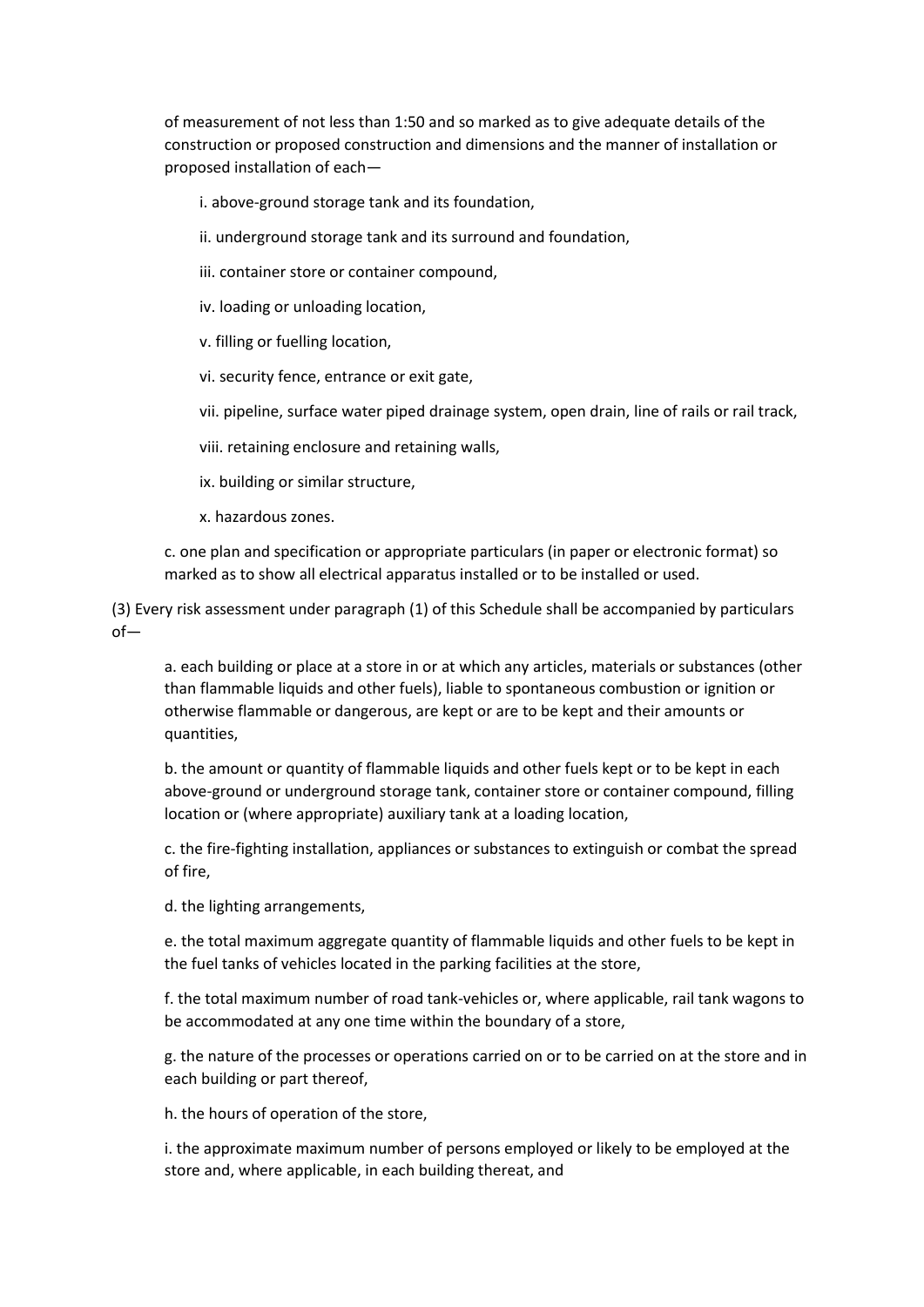of measurement of not less than 1:50 and so marked as to give adequate details of the construction or proposed construction and dimensions and the manner of installation or proposed installation of each—

i. above-ground storage tank and its foundation,

ii. underground storage tank and its surround and foundation,

iii. container store or container compound,

iv. loading or unloading location,

v. filling or fuelling location,

vi. security fence, entrance or exit gate,

vii. pipeline, surface water piped drainage system, open drain, line of rails or rail track,

viii. retaining enclosure and retaining walls,

ix. building or similar structure,

x. hazardous zones.

c. one plan and specification or appropriate particulars (in paper or electronic format) so marked as to show all electrical apparatus installed or to be installed or used.

(3) Every risk assessment under paragraph (1) of this Schedule shall be accompanied by particulars of—

a. each building or place at a store in or at which any articles, materials or substances (other than flammable liquids and other fuels), liable to spontaneous combustion or ignition or otherwise flammable or dangerous, are kept or are to be kept and their amounts or quantities,

b. the amount or quantity of flammable liquids and other fuels kept or to be kept in each above-ground or underground storage tank, container store or container compound, filling location or (where appropriate) auxiliary tank at a loading location,

c. the fire-fighting installation, appliances or substances to extinguish or combat the spread of fire,

d. the lighting arrangements,

e. the total maximum aggregate quantity of flammable liquids and other fuels to be kept in the fuel tanks of vehicles located in the parking facilities at the store,

f. the total maximum number of road tank-vehicles or, where applicable, rail tank wagons to be accommodated at any one time within the boundary of a store,

g. the nature of the processes or operations carried on or to be carried on at the store and in each building or part thereof,

h. the hours of operation of the store,

i. the approximate maximum number of persons employed or likely to be employed at the store and, where applicable, in each building thereat, and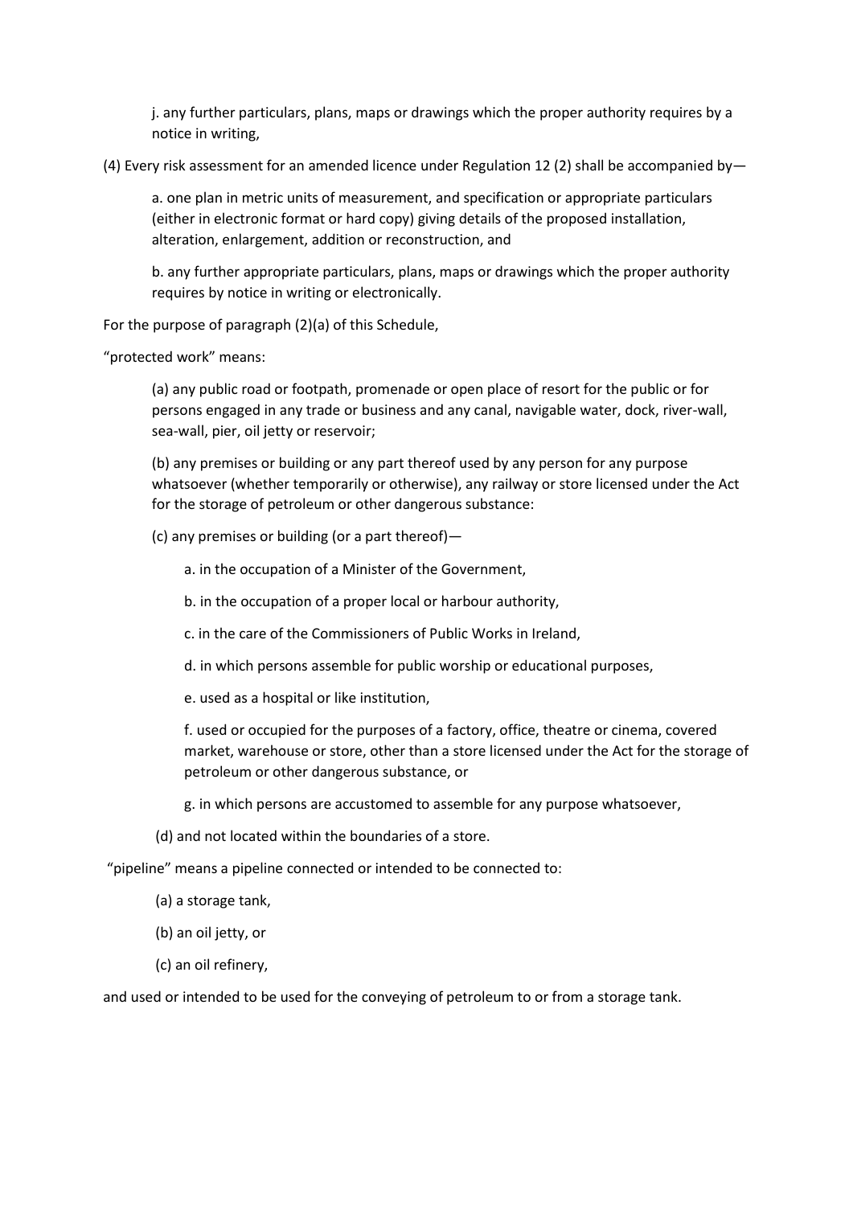j. any further particulars, plans, maps or drawings which the proper authority requires by a notice in writing,

(4) Every risk assessment for an amended licence under Regulation 12 (2) shall be accompanied by—

a. one plan in metric units of measurement, and specification or appropriate particulars (either in electronic format or hard copy) giving details of the proposed installation, alteration, enlargement, addition or reconstruction, and

b. any further appropriate particulars, plans, maps or drawings which the proper authority requires by notice in writing or electronically.

For the purpose of paragraph (2)(a) of this Schedule,

"protected work" means:

(a) any public road or footpath, promenade or open place of resort for the public or for persons engaged in any trade or business and any canal, navigable water, dock, river-wall, sea-wall, pier, oil jetty or reservoir;

(b) any premises or building or any part thereof used by any person for any purpose whatsoever (whether temporarily or otherwise), any railway or store licensed under the Act for the storage of petroleum or other dangerous substance:

(c) any premises or building (or a part thereof)—

a. in the occupation of a Minister of the Government,

b. in the occupation of a proper local or harbour authority,

c. in the care of the Commissioners of Public Works in Ireland,

d. in which persons assemble for public worship or educational purposes,

e. used as a hospital or like institution,

f. used or occupied for the purposes of a factory, office, theatre or cinema, covered market, warehouse or store, other than a store licensed under the Act for the storage of petroleum or other dangerous substance, or

g. in which persons are accustomed to assemble for any purpose whatsoever,

(d) and not located within the boundaries of a store.

"pipeline" means a pipeline connected or intended to be connected to:

(a) a storage tank,

(b) an oil jetty, or

(c) an oil refinery,

and used or intended to be used for the conveying of petroleum to or from a storage tank.